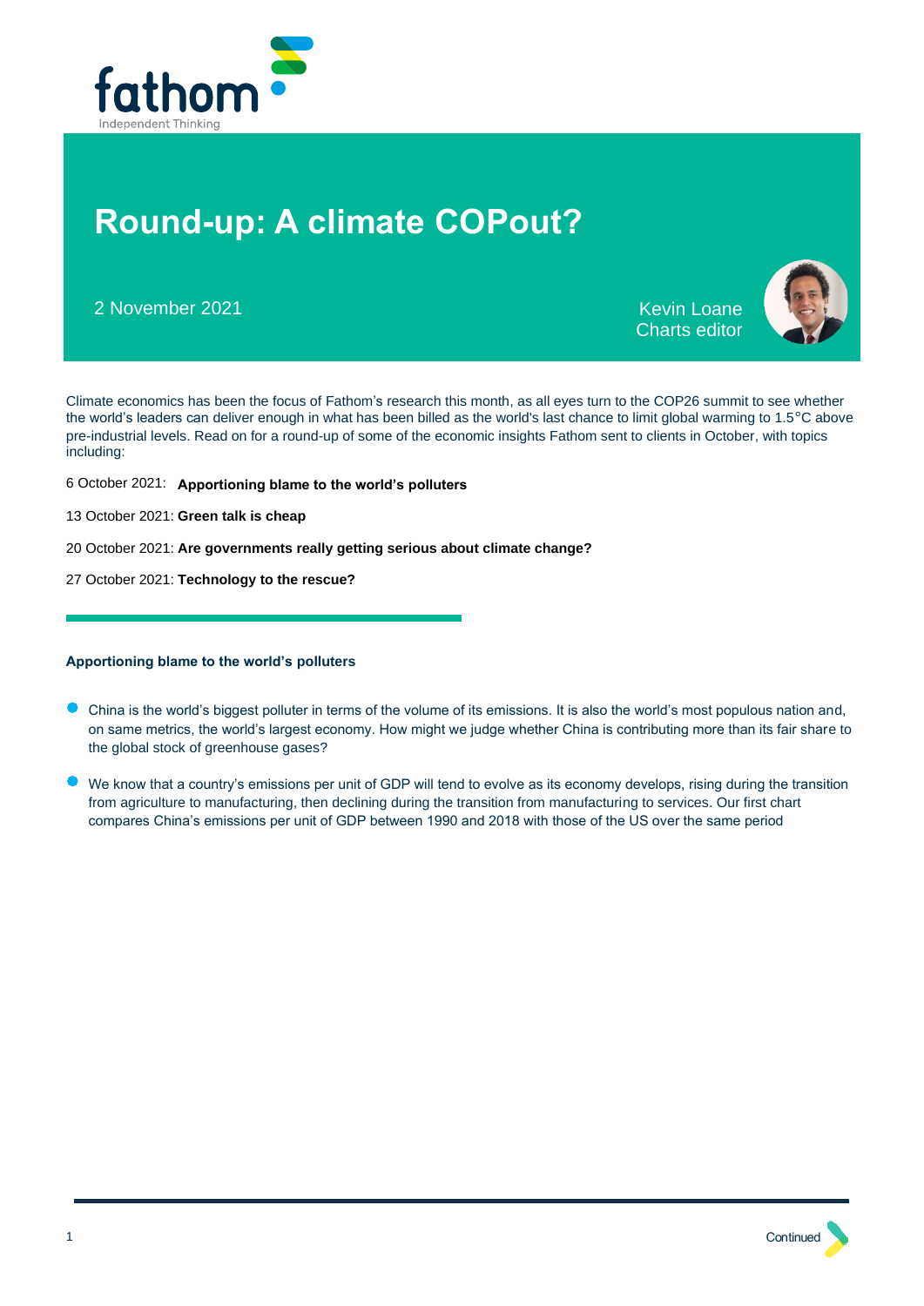# Round-up: A climate COPout?

2 November 2021

Kevin Loane
Charts editor

Climate economics has been the focus of Fathom's research this month, as all eyes turn to the COP26 summit to see whether the world's leaders can deliver enough in what has been billed as the world's last chance to limit global warming to 1.5°C above pre-industrial levels. Read on for a round-up of some of the economic insights Fathom sent to clients in October, with topics including:

6 October 2021: **Apportioning blame to the world's polluters**

13 October 2021: **Green talk is cheap**

20 October 2021: **Are governments really getting serious about climate change?**

27 October 2021: **Technology to the rescue?**

---

### Apportioning blame to the world's polluters

- China is the world's biggest polluter in terms of the volume of its emissions. It is also the world's most populous nation and, on same metrics, the world's largest economy. How might we judge whether China is contributing more than its fair share to the global stock of greenhouse gases?

- We know that a country's emissions per unit of GDP will tend to evolve as its economy develops, rising during the transition from agriculture to manufacturing, then declining during the transition from manufacturing to services. Our first chart compares China's emissions per unit of GDP between 1990 and 2018 with those of the US over the same period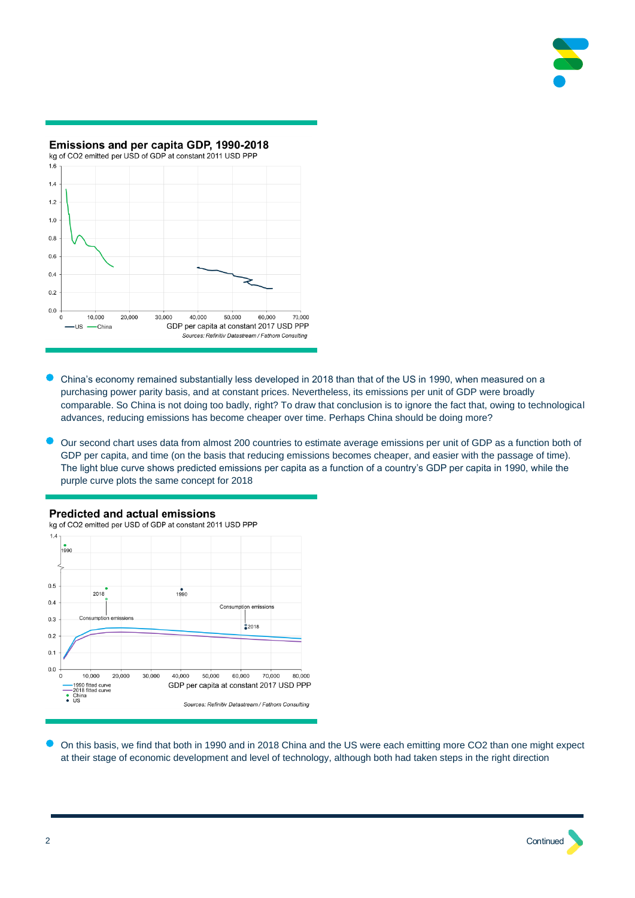## Emissions and per capita GDP, 1990-2018

kg of CO2 emitted per USD of GDP at constant 2011 USD PPP

GDP per capita at constant 2017 USD PPP

—US —China

*Sources: Refinitiv Datastream / Fathom Consulting*

- China's economy remained substantially less developed in 2018 than that of the US in 1990, when measured on a purchasing power parity basis, and at constant prices. Nevertheless, its emissions per unit of GDP were broadly comparable. So China is not doing too badly, right? To draw that conclusion is to ignore the fact that, owing to technological advances, reducing emissions has become cheaper over time. Perhaps China should be doing more?

- Our second chart uses data from almost 200 countries to estimate average emissions per unit of GDP as a function both of GDP per capita, and time (on the basis that reducing emissions becomes cheaper, and easier with the passage of time). The light blue curve shows predicted emissions per capita as a function of a country's GDP per capita in 1990, while the purple curve plots the same concept for 2018

## Predicted and actual emissions

kg of CO2 emitted per USD of GDP at constant 2011 USD PPP

GDP per capita at constant 2017 USD PPP

—1990 fitted curve
—2018 fitted curve
• China
• US

*Sources: Refinitiv Datastream / Fathom Consulting*

- On this basis, we find that both in 1990 and in 2018 China and the US were each emitting more CO2 than one might expect at their stage of economic development and level of technology, although both had taken steps in the right direction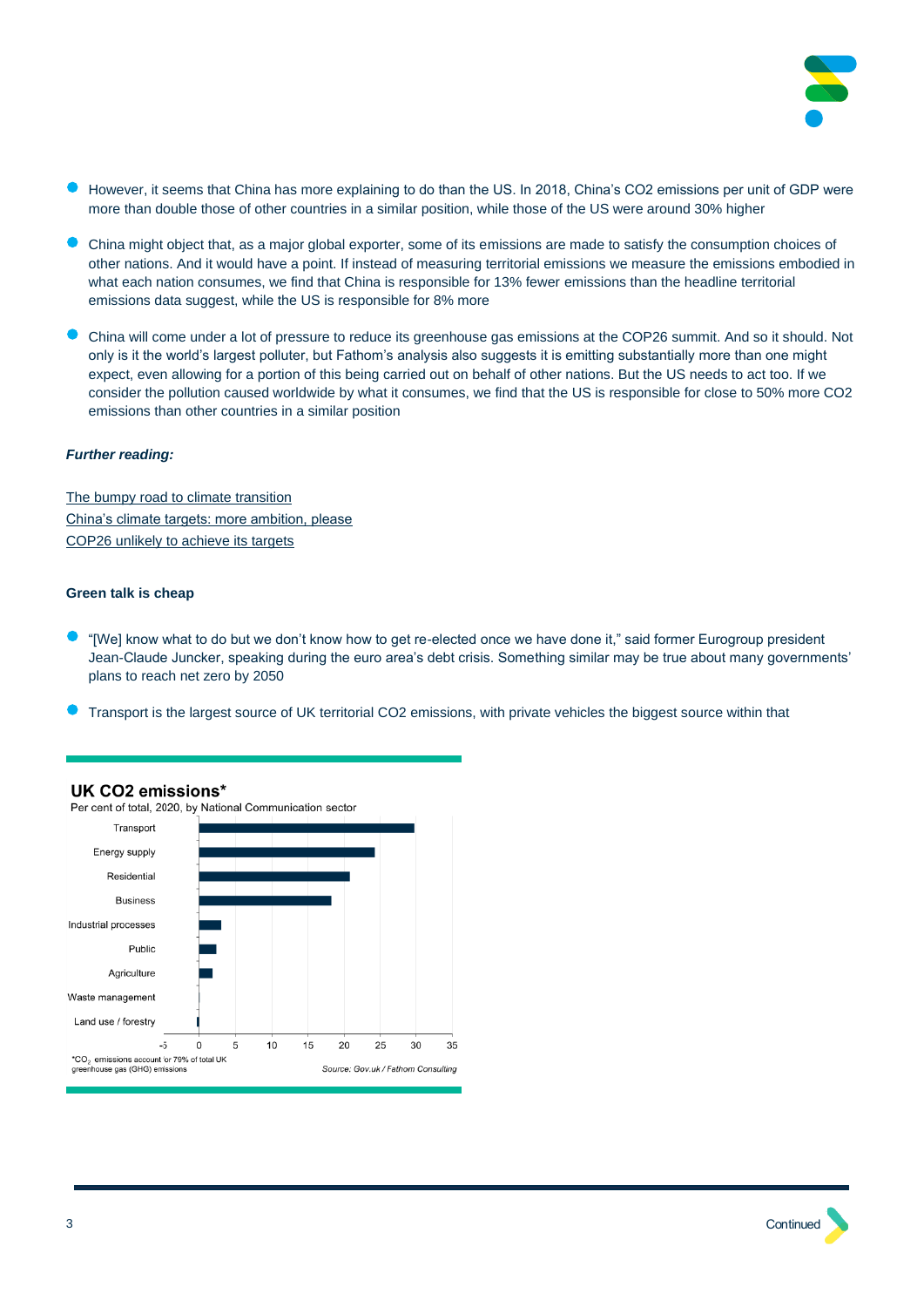- However, it seems that China has more explaining to do than the US. In 2018, China's CO2 emissions per unit of GDP were more than double those of other countries in a similar position, while those of the US were around 30% higher

- China might object that, as a major global exporter, some of its emissions are made to satisfy the consumption choices of other nations. And it would have a point. If instead of measuring territorial emissions we measure the emissions embodied in what each nation consumes, we find that China is responsible for 13% fewer emissions than the headline territorial emissions data suggest, while the US is responsible for 8% more

- China will come under a lot of pressure to reduce its greenhouse gas emissions at the COP26 summit. And so it should. Not only is it the world's largest polluter, but Fathom's analysis also suggests it is emitting substantially more than one might expect, even allowing for a portion of this being carried out on behalf of other nations. But the US needs to act too. If we consider the pollution caused worldwide by what it consumes, we find that the US is responsible for close to 50% more CO2 emissions than other countries in a similar position

***Further reading:***

The bumpy road to climate transition
China's climate targets: more ambition, please
COP26 unlikely to achieve its targets

**Green talk is cheap**

- "[We] know what to do but we don't know how to get re-elected once we have done it," said former Eurogroup president Jean-Claude Juncker, speaking during the euro area's debt crisis. Something similar may be true about many governments' plans to reach net zero by 2050

- Transport is the largest source of UK territorial CO2 emissions, with private vehicles the biggest source within that

**UK CO2 emissions***
Per cent of total, 2020, by National Communication sector

| Sector | Per cent of total (approx.) |
|---|---|
| Transport | 30 |
| Energy supply | 24 |
| Residential | 21 |
| Business | 18 |
| Industrial processes | 3 |
| Public | 2.5 |
| Agriculture | 2 |
| Waste management | 0 |
| Land use / forestry | -0.3 |

*$CO_2$ emissions account for 79% of total UK greenhouse gas (GHG) emissions

Source: Gov.uk / Fathom Consulting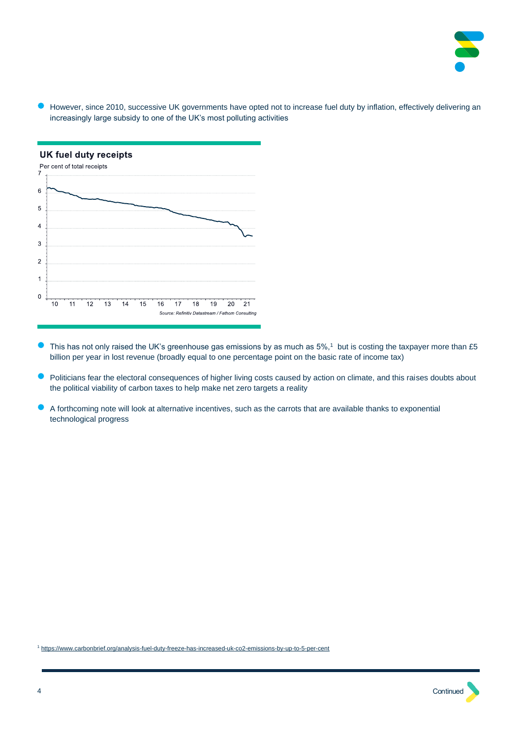- However, since 2010, successive UK governments have opted not to increase fuel duty by inflation, effectively delivering an increasingly large subsidy to one of the UK's most polluting activities

**UK fuel duty receipts**

Per cent of total receipts

*Source: Refinitiv Datastream / Fathom Consulting*

- This has not only raised the UK's greenhouse gas emissions by as much as 5%,[1] but is costing the taxpayer more than £5 billion per year in lost revenue (broadly equal to one percentage point on the basic rate of income tax)
- Politicians fear the electoral consequences of higher living costs caused by action on climate, and this raises doubts about the political viability of carbon taxes to help make net zero targets a reality
- A forthcoming note will look at alternative incentives, such as the carrots that are available thanks to exponential technological progress

[1] https://www.carbonbrief.org/analysis-fuel-duty-freeze-has-increased-uk-co2-emissions-by-up-to-5-per-cent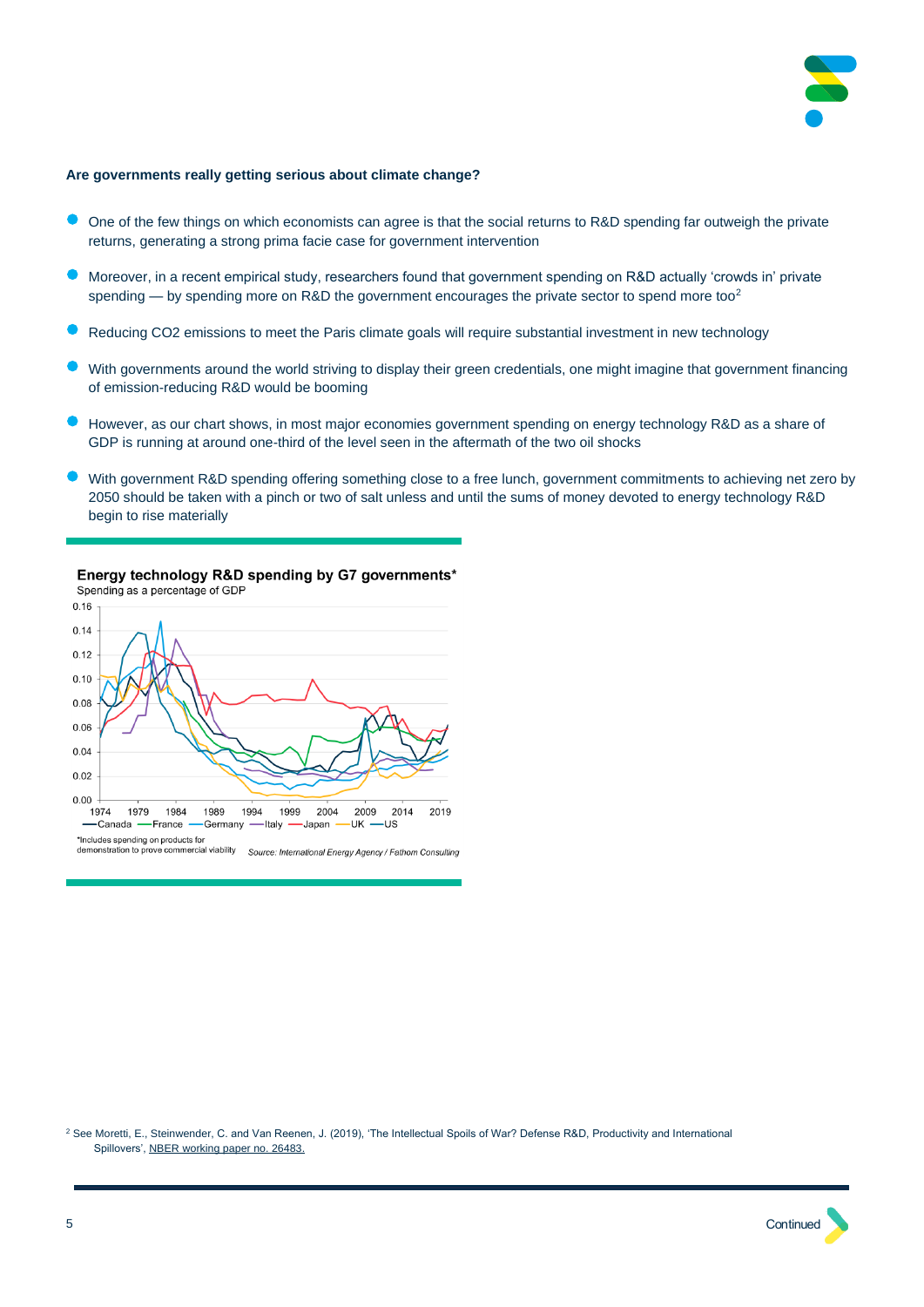**Are governments really getting serious about climate change?**

- One of the few things on which economists can agree is that the social returns to R&D spending far outweigh the private returns, generating a strong prima facie case for government intervention
- Moreover, in a recent empirical study, researchers found that government spending on R&D actually 'crowds in' private spending — by spending more on R&D the government encourages the private sector to spend more too[2]
- Reducing CO2 emissions to meet the Paris climate goals will require substantial investment in new technology
- With governments around the world striving to display their green credentials, one might imagine that government financing of emission-reducing R&D would be booming
- However, as our chart shows, in most major economies government spending on energy technology R&D as a share of GDP is running at around one-third of the level seen in the aftermath of the two oil shocks
- With government R&D spending offering something close to a free lunch, government commitments to achieving net zero by 2050 should be taken with a pinch or two of salt unless and until the sums of money devoted to energy technology R&D begin to rise materially

**Energy technology R&D spending by G7 governments***

Spending as a percentage of GDP

Canada, France, Germany, Italy, Japan, UK, US

*Includes spending on products for demonstration to prove commercial viability

*Source: International Energy Agency / Fathom Consulting*

[2] See Moretti, E., Steinwender, C. and Van Reenen, J. (2019), 'The Intellectual Spoils of War? Defense R&D, Productivity and International Spillovers', NBER working paper no. 26483.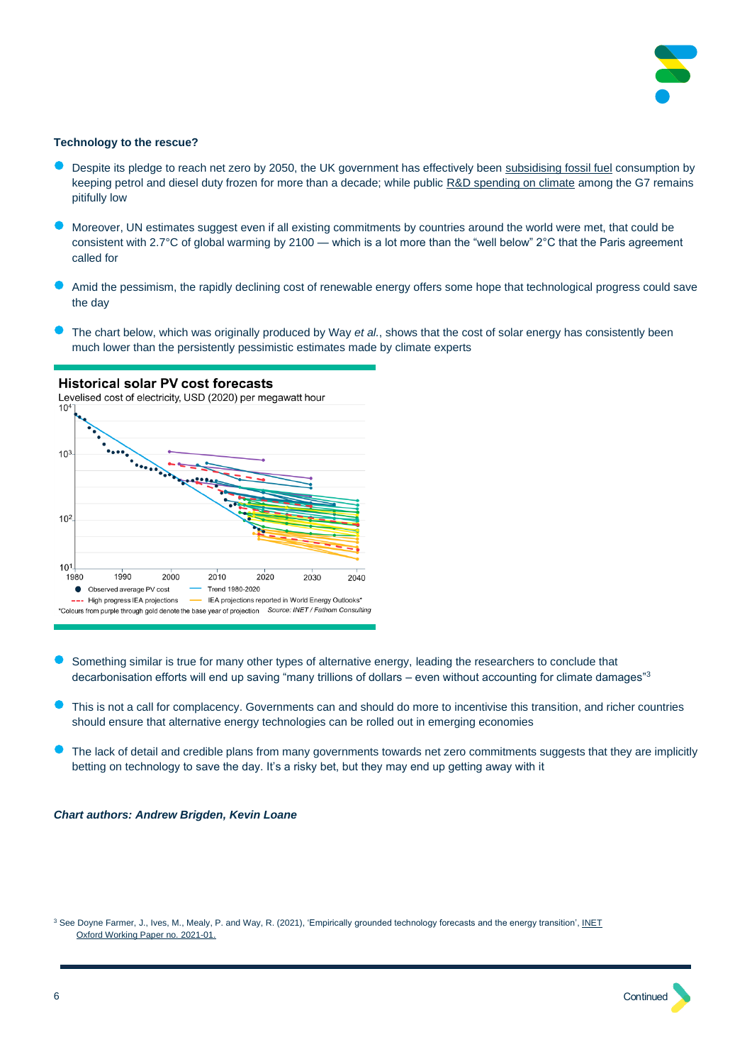**Technology to the rescue?**

- Despite its pledge to reach net zero by 2050, the UK government has effectively been subsidising fossil fuel consumption by keeping petrol and diesel duty frozen for more than a decade; while public R&D spending on climate among the G7 remains pitifully low
- Moreover, UN estimates suggest even if all existing commitments by countries around the world were met, that could be consistent with 2.7°C of global warming by 2100 — which is a lot more than the "well below" 2°C that the Paris agreement called for
- Amid the pessimism, the rapidly declining cost of renewable energy offers some hope that technological progress could save the day
- The chart below, which was originally produced by Way *et al.*, shows that the cost of solar energy has consistently been much lower than the persistently pessimistic estimates made by climate experts

**Historical solar PV cost forecasts**

Levelised cost of electricity, USD (2020) per megawatt hour

Legend: Observed average PV cost; Trend 1980-2020; High progress IEA projections; IEA projections reported in World Energy Outlooks*

*Colours from purple through gold denote the base year of projection. Source: INET / Fathom Consulting

- Something similar is true for many other types of alternative energy, leading the researchers to conclude that decarbonisation efforts will end up saving "many trillions of dollars – even without accounting for climate damages"[3]
- This is not a call for complacency. Governments can and should do more to incentivise this transition, and richer countries should ensure that alternative energy technologies can be rolled out in emerging economies
- The lack of detail and credible plans from many governments towards net zero commitments suggests that they are implicitly betting on technology to save the day. It's a risky bet, but they may end up getting away with it

***Chart authors: Andrew Brigden, Kevin Loane***

[3] See Doyne Farmer, J., Ives, M., Mealy, P. and Way, R. (2021), 'Empirically grounded technology forecasts and the energy transition', INET Oxford Working Paper no. 2021-01.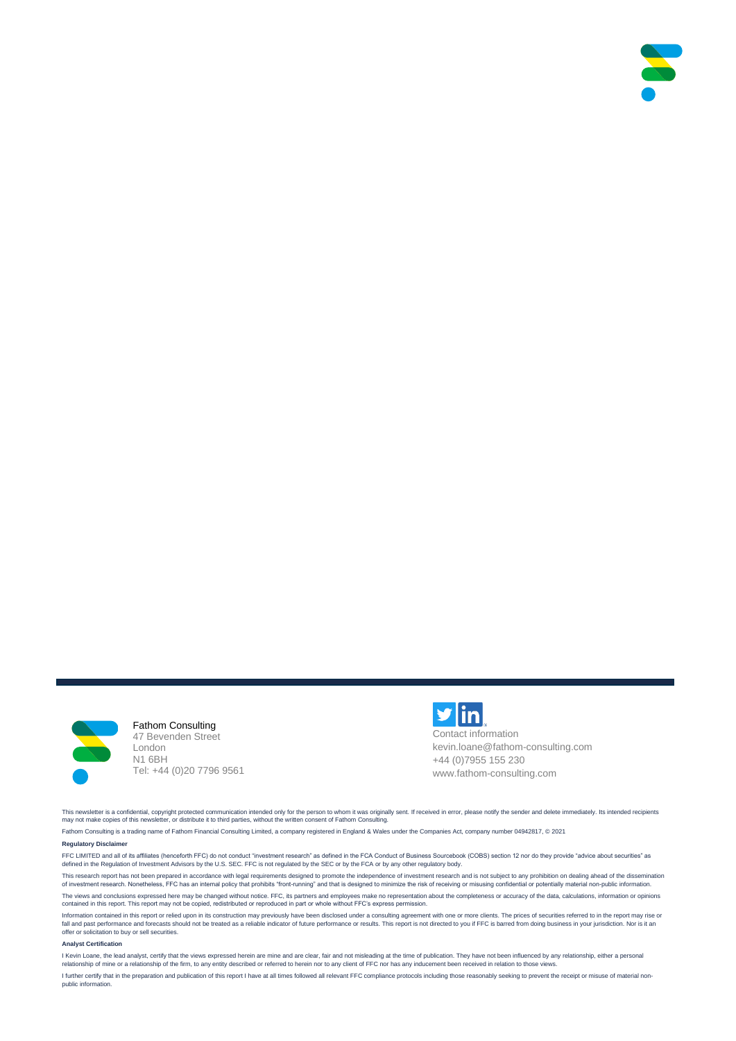Fathom Consulting
47 Bevenden Street
London
N1 6BH
Tel: +44 (0)20 7796 9561

Contact information
kevin.loane@fathom-consulting.com
+44 (0)7955 155 230
www.fathom-consulting.com

This newsletter is a confidential, copyright protected communication intended only for the person to whom it was originally sent. If received in error, please notify the sender and delete immediately. Its intended recipients may not make copies of this newsletter, or distribute it to third parties, without the written consent of Fathom Consulting.

Fathom Consulting is a trading name of Fathom Financial Consulting Limited, a company registered in England & Wales under the Companies Act, company number 04942817, © 2021

**Regulatory Disclaimer**

FFC LIMITED and all of its affiliates (henceforth FFC) do not conduct "investment research" as defined in the FCA Conduct of Business Sourcebook (COBS) section 12 nor do they provide "advice about securities" as defined in the Regulation of Investment Advisors by the U.S. SEC. FFC is not regulated by the SEC or by the FCA or by any other regulatory body.

This research report has not been prepared in accordance with legal requirements designed to promote the independence of investment research and is not subject to any prohibition on dealing ahead of the dissemination of investment research. Nonetheless, FFC has an internal policy that prohibits "front-running" and that is designed to minimize the risk of receiving or misusing confidential or potentially material non-public information.

The views and conclusions expressed here may be changed without notice. FFC, its partners and employees make no representation about the completeness or accuracy of the data, calculations, information or opinions contained in this report. This report may not be copied, redistributed or reproduced in part or whole without FFC's express permission.

Information contained in this report or relied upon in its construction may previously have been disclosed under a consulting agreement with one or more clients. The prices of securities referred to in the report may rise or fall and past performance and forecasts should not be treated as a reliable indicator of future performance or results. This report is not directed to you if FFC is barred from doing business in your jurisdiction. Nor is it an offer or solicitation to buy or sell securities.

**Analyst Certification**

I Kevin Loane, the lead analyst, certify that the views expressed herein are mine and are clear, fair and not misleading at the time of publication. They have not been influenced by any relationship, either a personal relationship of mine or a relationship of the firm, to any entity described or referred to herein nor to any client of FFC nor has any inducement been received in relation to those views.

I further certify that in the preparation and publication of this report I have at all times followed all relevant FFC compliance protocols including those reasonably seeking to prevent the receipt or misuse of material non-public information.